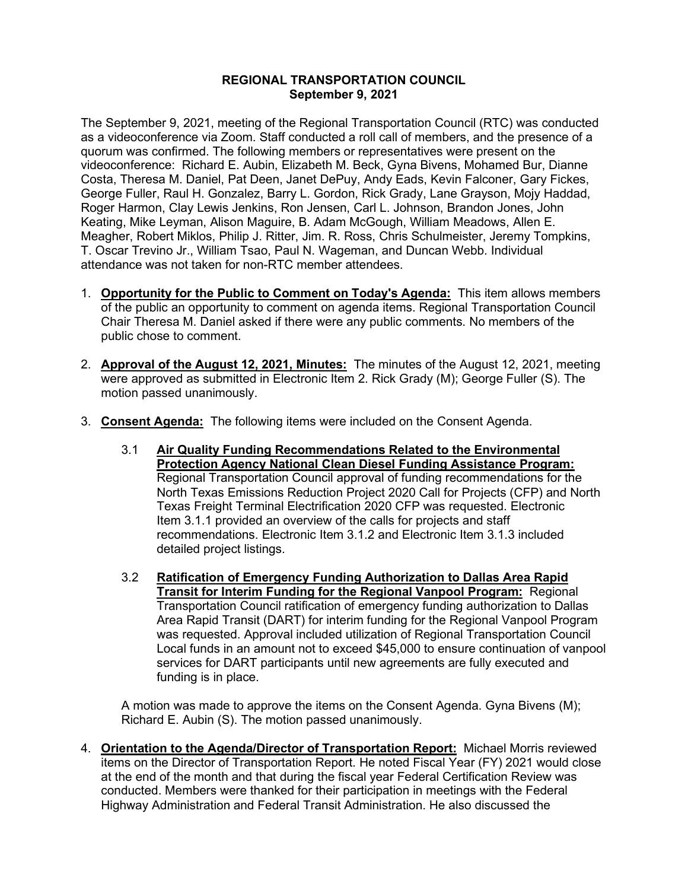**REGIONAL TRANSPORTATION COUNCIL**
**September 9, 2021**

The September 9, 2021, meeting of the Regional Transportation Council (RTC) was conducted as a videoconference via Zoom. Staff conducted a roll call of members, and the presence of a quorum was confirmed. The following members or representatives were present on the videoconference: Richard E. Aubin, Elizabeth M. Beck, Gyna Bivens, Mohamed Bur, Dianne Costa, Theresa M. Daniel, Pat Deen, Janet DePuy, Andy Eads, Kevin Falconer, Gary Fickes, George Fuller, Raul H. Gonzalez, Barry L. Gordon, Rick Grady, Lane Grayson, Mojy Haddad, Roger Harmon, Clay Lewis Jenkins, Ron Jensen, Carl L. Johnson, Brandon Jones, John Keating, Mike Leyman, Alison Maguire, B. Adam McGough, William Meadows, Allen E. Meagher, Robert Miklos, Philip J. Ritter, Jim. R. Ross, Chris Schulmeister, Jeremy Tompkins, T. Oscar Trevino Jr., William Tsao, Paul N. Wageman, and Duncan Webb. Individual attendance was not taken for non-RTC member attendees.

1. **Opportunity for the Public to Comment on Today's Agenda:** This item allows members of the public an opportunity to comment on agenda items. Regional Transportation Council Chair Theresa M. Daniel asked if there were any public comments. No members of the public chose to comment.

2. **Approval of the August 12, 2021, Minutes:** The minutes of the August 12, 2021, meeting were approved as submitted in Electronic Item 2. Rick Grady (M); George Fuller (S). The motion passed unanimously.

3. **Consent Agenda:** The following items were included on the Consent Agenda.

   3.1 **Air Quality Funding Recommendations Related to the Environmental Protection Agency National Clean Diesel Funding Assistance Program:** Regional Transportation Council approval of funding recommendations for the North Texas Emissions Reduction Project 2020 Call for Projects (CFP) and North Texas Freight Terminal Electrification 2020 CFP was requested. Electronic Item 3.1.1 provided an overview of the calls for projects and staff recommendations. Electronic Item 3.1.2 and Electronic Item 3.1.3 included detailed project listings.

   3.2 **Ratification of Emergency Funding Authorization to Dallas Area Rapid Transit for Interim Funding for the Regional Vanpool Program:** Regional Transportation Council ratification of emergency funding authorization to Dallas Area Rapid Transit (DART) for interim funding for the Regional Vanpool Program was requested. Approval included utilization of Regional Transportation Council Local funds in an amount not to exceed $45,000 to ensure continuation of vanpool services for DART participants until new agreements are fully executed and funding is in place.

   A motion was made to approve the items on the Consent Agenda. Gyna Bivens (M); Richard E. Aubin (S). The motion passed unanimously.

4. **Orientation to the Agenda/Director of Transportation Report:** Michael Morris reviewed items on the Director of Transportation Report. He noted Fiscal Year (FY) 2021 would close at the end of the month and that during the fiscal year Federal Certification Review was conducted. Members were thanked for their participation in meetings with the Federal Highway Administration and Federal Transit Administration. He also discussed the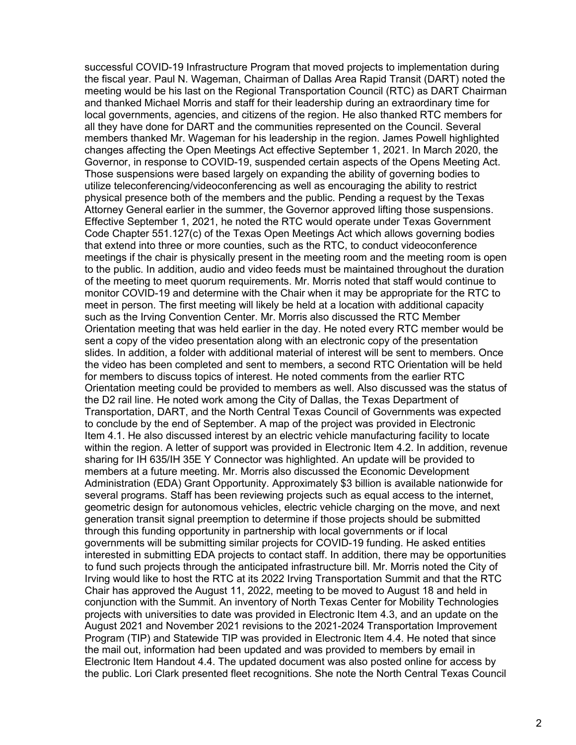successful COVID-19 Infrastructure Program that moved projects to implementation during the fiscal year. Paul N. Wageman, Chairman of Dallas Area Rapid Transit (DART) noted the meeting would be his last on the Regional Transportation Council (RTC) as DART Chairman and thanked Michael Morris and staff for their leadership during an extraordinary time for local governments, agencies, and citizens of the region. He also thanked RTC members for all they have done for DART and the communities represented on the Council. Several members thanked Mr. Wageman for his leadership in the region. James Powell highlighted changes affecting the Open Meetings Act effective September 1, 2021. In March 2020, the Governor, in response to COVID-19, suspended certain aspects of the Opens Meeting Act. Those suspensions were based largely on expanding the ability of governing bodies to utilize teleconferencing/videoconferencing as well as encouraging the ability to restrict physical presence both of the members and the public. Pending a request by the Texas Attorney General earlier in the summer, the Governor approved lifting those suspensions. Effective September 1, 2021, he noted the RTC would operate under Texas Government Code Chapter 551.127(c) of the Texas Open Meetings Act which allows governing bodies that extend into three or more counties, such as the RTC, to conduct videoconference meetings if the chair is physically present in the meeting room and the meeting room is open to the public. In addition, audio and video feeds must be maintained throughout the duration of the meeting to meet quorum requirements. Mr. Morris noted that staff would continue to monitor COVID-19 and determine with the Chair when it may be appropriate for the RTC to meet in person. The first meeting will likely be held at a location with additional capacity such as the Irving Convention Center. Mr. Morris also discussed the RTC Member Orientation meeting that was held earlier in the day. He noted every RTC member would be sent a copy of the video presentation along with an electronic copy of the presentation slides. In addition, a folder with additional material of interest will be sent to members. Once the video has been completed and sent to members, a second RTC Orientation will be held for members to discuss topics of interest. He noted comments from the earlier RTC Orientation meeting could be provided to members as well. Also discussed was the status of the D2 rail line. He noted work among the City of Dallas, the Texas Department of Transportation, DART, and the North Central Texas Council of Governments was expected to conclude by the end of September. A map of the project was provided in Electronic Item 4.1. He also discussed interest by an electric vehicle manufacturing facility to locate within the region. A letter of support was provided in Electronic Item 4.2. In addition, revenue sharing for IH 635/IH 35E Y Connector was highlighted. An update will be provided to members at a future meeting. Mr. Morris also discussed the Economic Development Administration (EDA) Grant Opportunity. Approximately $3 billion is available nationwide for several programs. Staff has been reviewing projects such as equal access to the internet, geometric design for autonomous vehicles, electric vehicle charging on the move, and next generation transit signal preemption to determine if those projects should be submitted through this funding opportunity in partnership with local governments or if local governments will be submitting similar projects for COVID-19 funding. He asked entities interested in submitting EDA projects to contact staff. In addition, there may be opportunities to fund such projects through the anticipated infrastructure bill. Mr. Morris noted the City of Irving would like to host the RTC at its 2022 Irving Transportation Summit and that the RTC Chair has approved the August 11, 2022, meeting to be moved to August 18 and held in conjunction with the Summit. An inventory of North Texas Center for Mobility Technologies projects with universities to date was provided in Electronic Item 4.3, and an update on the August 2021 and November 2021 revisions to the 2021-2024 Transportation Improvement Program (TIP) and Statewide TIP was provided in Electronic Item 4.4. He noted that since the mail out, information had been updated and was provided to members by email in Electronic Item Handout 4.4. The updated document was also posted online for access by the public. Lori Clark presented fleet recognitions. She note the North Central Texas Council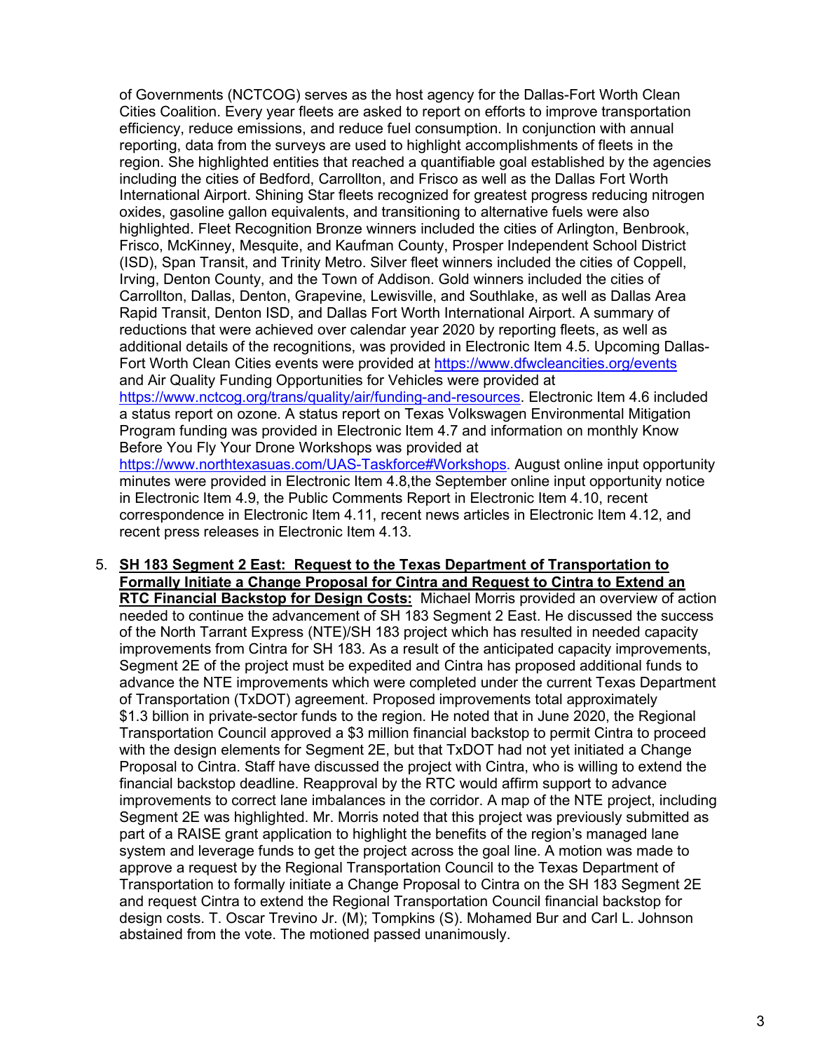of Governments (NCTCOG) serves as the host agency for the Dallas-Fort Worth Clean Cities Coalition. Every year fleets are asked to report on efforts to improve transportation efficiency, reduce emissions, and reduce fuel consumption. In conjunction with annual reporting, data from the surveys are used to highlight accomplishments of fleets in the region. She highlighted entities that reached a quantifiable goal established by the agencies including the cities of Bedford, Carrollton, and Frisco as well as the Dallas Fort Worth International Airport. Shining Star fleets recognized for greatest progress reducing nitrogen oxides, gasoline gallon equivalents, and transitioning to alternative fuels were also highlighted. Fleet Recognition Bronze winners included the cities of Arlington, Benbrook, Frisco, McKinney, Mesquite, and Kaufman County, Prosper Independent School District (ISD), Span Transit, and Trinity Metro. Silver fleet winners included the cities of Coppell, Irving, Denton County, and the Town of Addison. Gold winners included the cities of Carrollton, Dallas, Denton, Grapevine, Lewisville, and Southlake, as well as Dallas Area Rapid Transit, Denton ISD, and Dallas Fort Worth International Airport. A summary of reductions that were achieved over calendar year 2020 by reporting fleets, as well as additional details of the recognitions, was provided in Electronic Item 4.5. Upcoming Dallas-Fort Worth Clean Cities events were provided at https://www.dfwcleancities.org/events and Air Quality Funding Opportunities for Vehicles were provided at https://www.nctcog.org/trans/quality/air/funding-and-resources. Electronic Item 4.6 included a status report on ozone. A status report on Texas Volkswagen Environmental Mitigation Program funding was provided in Electronic Item 4.7 and information on monthly Know Before You Fly Your Drone Workshops was provided at https://www.northtexasuas.com/UAS-Taskforce#Workshops. August online input opportunity minutes were provided in Electronic Item 4.8,the September online input opportunity notice in Electronic Item 4.9, the Public Comments Report in Electronic Item 4.10, recent correspondence in Electronic Item 4.11, recent news articles in Electronic Item 4.12, and recent press releases in Electronic Item 4.13.

5. **SH 183 Segment 2 East: Request to the Texas Department of Transportation to Formally Initiate a Change Proposal for Cintra and Request to Cintra to Extend an RTC Financial Backstop for Design Costs:** Michael Morris provided an overview of action needed to continue the advancement of SH 183 Segment 2 East. He discussed the success of the North Tarrant Express (NTE)/SH 183 project which has resulted in needed capacity improvements from Cintra for SH 183. As a result of the anticipated capacity improvements, Segment 2E of the project must be expedited and Cintra has proposed additional funds to advance the NTE improvements which were completed under the current Texas Department of Transportation (TxDOT) agreement. Proposed improvements total approximately $1.3 billion in private-sector funds to the region. He noted that in June 2020, the Regional Transportation Council approved a $3 million financial backstop to permit Cintra to proceed with the design elements for Segment 2E, but that TxDOT had not yet initiated a Change Proposal to Cintra. Staff have discussed the project with Cintra, who is willing to extend the financial backstop deadline. Reapproval by the RTC would affirm support to advance improvements to correct lane imbalances in the corridor. A map of the NTE project, including Segment 2E was highlighted. Mr. Morris noted that this project was previously submitted as part of a RAISE grant application to highlight the benefits of the region's managed lane system and leverage funds to get the project across the goal line. A motion was made to approve a request by the Regional Transportation Council to the Texas Department of Transportation to formally initiate a Change Proposal to Cintra on the SH 183 Segment 2E and request Cintra to extend the Regional Transportation Council financial backstop for design costs. T. Oscar Trevino Jr. (M); Tompkins (S). Mohamed Bur and Carl L. Johnson abstained from the vote. The motioned passed unanimously.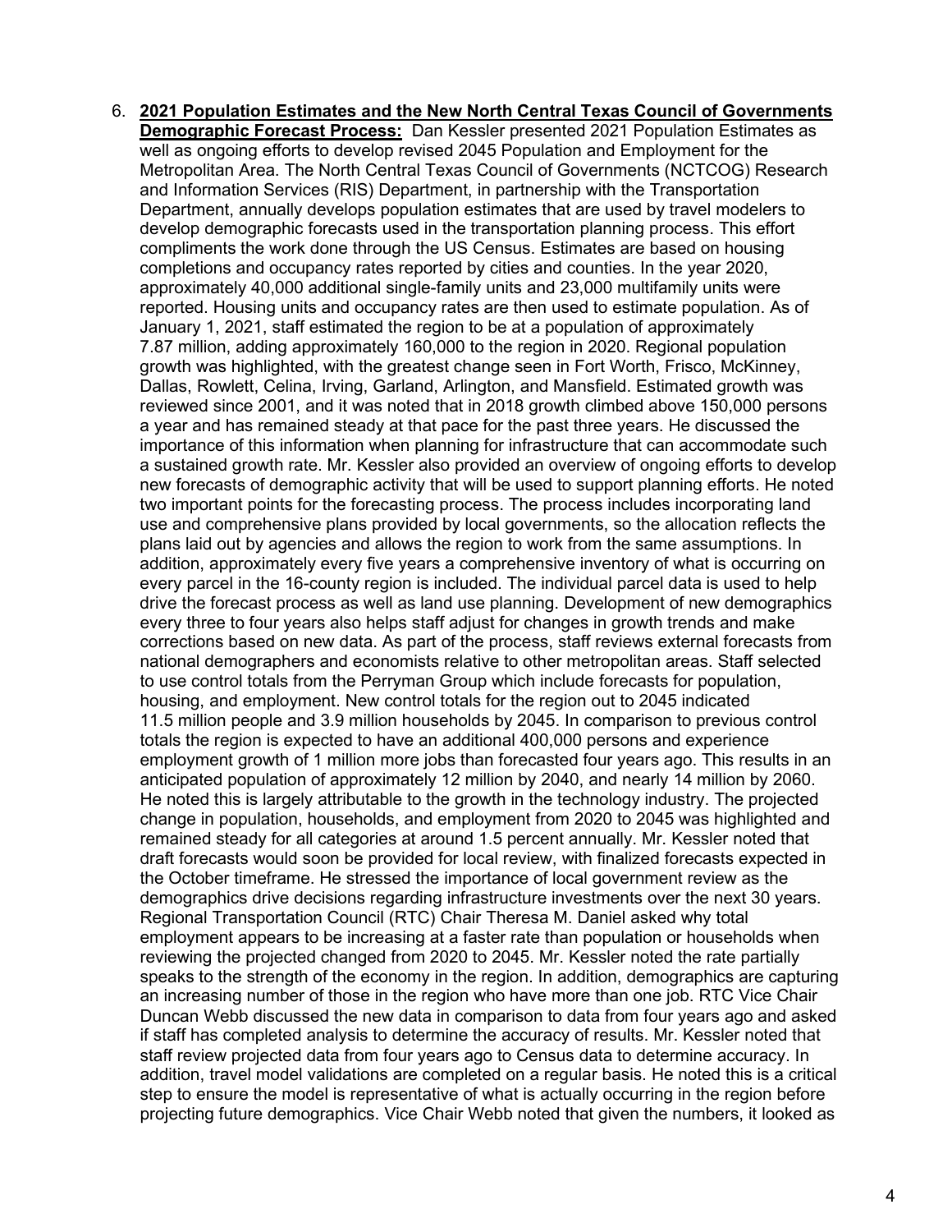6. **2021 Population Estimates and the New North Central Texas Council of Governments Demographic Forecast Process:** Dan Kessler presented 2021 Population Estimates as well as ongoing efforts to develop revised 2045 Population and Employment for the Metropolitan Area. The North Central Texas Council of Governments (NCTCOG) Research and Information Services (RIS) Department, in partnership with the Transportation Department, annually develops population estimates that are used by travel modelers to develop demographic forecasts used in the transportation planning process. This effort compliments the work done through the US Census. Estimates are based on housing completions and occupancy rates reported by cities and counties. In the year 2020, approximately 40,000 additional single-family units and 23,000 multifamily units were reported. Housing units and occupancy rates are then used to estimate population. As of January 1, 2021, staff estimated the region to be at a population of approximately 7.87 million, adding approximately 160,000 to the region in 2020. Regional population growth was highlighted, with the greatest change seen in Fort Worth, Frisco, McKinney, Dallas, Rowlett, Celina, Irving, Garland, Arlington, and Mansfield. Estimated growth was reviewed since 2001, and it was noted that in 2018 growth climbed above 150,000 persons a year and has remained steady at that pace for the past three years. He discussed the importance of this information when planning for infrastructure that can accommodate such a sustained growth rate. Mr. Kessler also provided an overview of ongoing efforts to develop new forecasts of demographic activity that will be used to support planning efforts. He noted two important points for the forecasting process. The process includes incorporating land use and comprehensive plans provided by local governments, so the allocation reflects the plans laid out by agencies and allows the region to work from the same assumptions. In addition, approximately every five years a comprehensive inventory of what is occurring on every parcel in the 16-county region is included. The individual parcel data is used to help drive the forecast process as well as land use planning. Development of new demographics every three to four years also helps staff adjust for changes in growth trends and make corrections based on new data. As part of the process, staff reviews external forecasts from national demographers and economists relative to other metropolitan areas. Staff selected to use control totals from the Perryman Group which include forecasts for population, housing, and employment. New control totals for the region out to 2045 indicated 11.5 million people and 3.9 million households by 2045. In comparison to previous control totals the region is expected to have an additional 400,000 persons and experience employment growth of 1 million more jobs than forecasted four years ago. This results in an anticipated population of approximately 12 million by 2040, and nearly 14 million by 2060. He noted this is largely attributable to the growth in the technology industry. The projected change in population, households, and employment from 2020 to 2045 was highlighted and remained steady for all categories at around 1.5 percent annually. Mr. Kessler noted that draft forecasts would soon be provided for local review, with finalized forecasts expected in the October timeframe. He stressed the importance of local government review as the demographics drive decisions regarding infrastructure investments over the next 30 years. Regional Transportation Council (RTC) Chair Theresa M. Daniel asked why total employment appears to be increasing at a faster rate than population or households when reviewing the projected changed from 2020 to 2045. Mr. Kessler noted the rate partially speaks to the strength of the economy in the region. In addition, demographics are capturing an increasing number of those in the region who have more than one job. RTC Vice Chair Duncan Webb discussed the new data in comparison to data from four years ago and asked if staff has completed analysis to determine the accuracy of results. Mr. Kessler noted that staff review projected data from four years ago to Census data to determine accuracy. In addition, travel model validations are completed on a regular basis. He noted this is a critical step to ensure the model is representative of what is actually occurring in the region before projecting future demographics. Vice Chair Webb noted that given the numbers, it looked as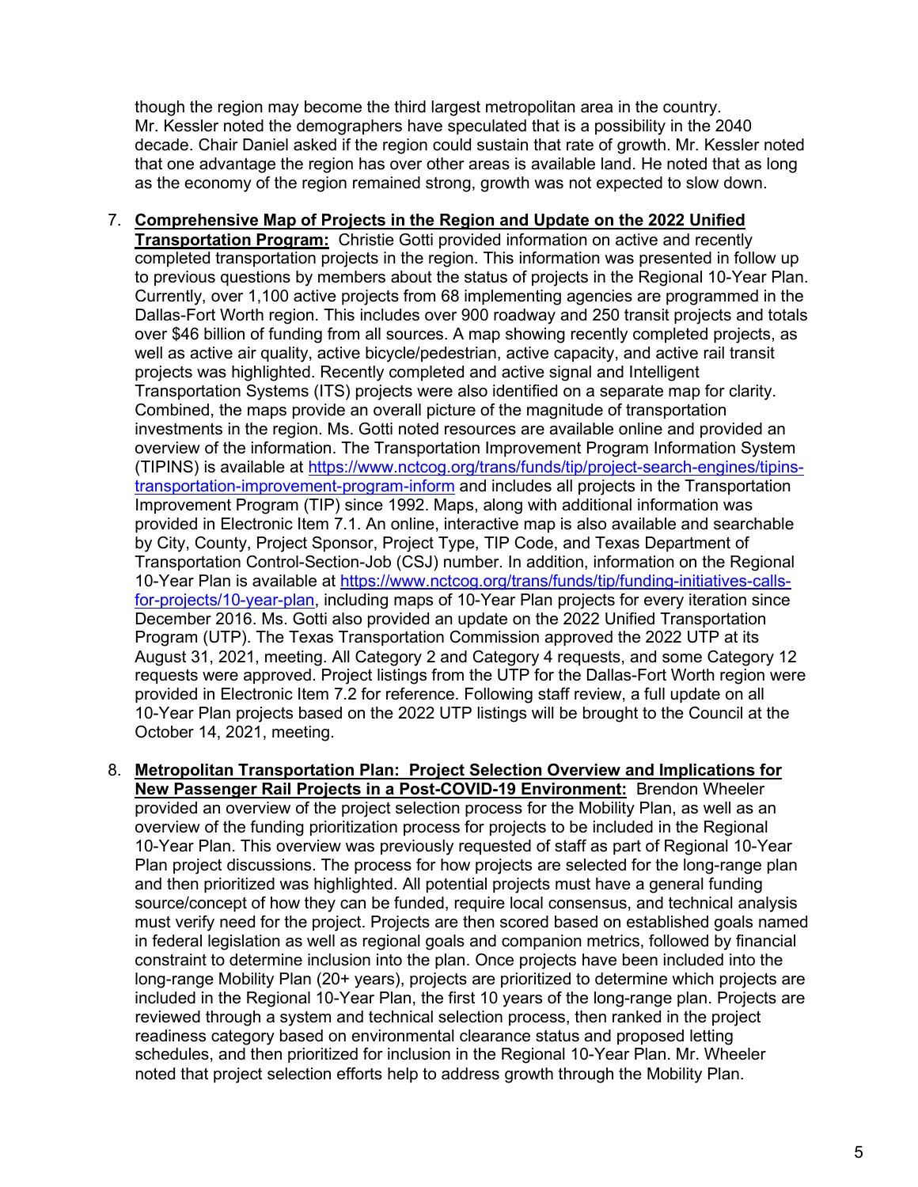though the region may become the third largest metropolitan area in the country. Mr. Kessler noted the demographers have speculated that is a possibility in the 2040 decade. Chair Daniel asked if the region could sustain that rate of growth. Mr. Kessler noted that one advantage the region has over other areas is available land. He noted that as long as the economy of the region remained strong, growth was not expected to slow down.

7. **Comprehensive Map of Projects in the Region and Update on the 2022 Unified Transportation Program:** Christie Gotti provided information on active and recently completed transportation projects in the region. This information was presented in follow up to previous questions by members about the status of projects in the Regional 10-Year Plan. Currently, over 1,100 active projects from 68 implementing agencies are programmed in the Dallas-Fort Worth region. This includes over 900 roadway and 250 transit projects and totals over $46 billion of funding from all sources. A map showing recently completed projects, as well as active air quality, active bicycle/pedestrian, active capacity, and active rail transit projects was highlighted. Recently completed and active signal and Intelligent Transportation Systems (ITS) projects were also identified on a separate map for clarity. Combined, the maps provide an overall picture of the magnitude of transportation investments in the region. Ms. Gotti noted resources are available online and provided an overview of the information. The Transportation Improvement Program Information System (TIPINS) is available at https://www.nctcog.org/trans/funds/tip/project-search-engines/tipins-transportation-improvement-program-inform and includes all projects in the Transportation Improvement Program (TIP) since 1992. Maps, along with additional information was provided in Electronic Item 7.1. An online, interactive map is also available and searchable by City, County, Project Sponsor, Project Type, TIP Code, and Texas Department of Transportation Control-Section-Job (CSJ) number. In addition, information on the Regional 10-Year Plan is available at https://www.nctcog.org/trans/funds/tip/funding-initiatives-calls-for-projects/10-year-plan, including maps of 10-Year Plan projects for every iteration since December 2016. Ms. Gotti also provided an update on the 2022 Unified Transportation Program (UTP). The Texas Transportation Commission approved the 2022 UTP at its August 31, 2021, meeting. All Category 2 and Category 4 requests, and some Category 12 requests were approved. Project listings from the UTP for the Dallas-Fort Worth region were provided in Electronic Item 7.2 for reference. Following staff review, a full update on all 10-Year Plan projects based on the 2022 UTP listings will be brought to the Council at the October 14, 2021, meeting.

8. **Metropolitan Transportation Plan: Project Selection Overview and Implications for New Passenger Rail Projects in a Post-COVID-19 Environment:** Brendon Wheeler provided an overview of the project selection process for the Mobility Plan, as well as an overview of the funding prioritization process for projects to be included in the Regional 10-Year Plan. This overview was previously requested of staff as part of Regional 10-Year Plan project discussions. The process for how projects are selected for the long-range plan and then prioritized was highlighted. All potential projects must have a general funding source/concept of how they can be funded, require local consensus, and technical analysis must verify need for the project. Projects are then scored based on established goals named in federal legislation as well as regional goals and companion metrics, followed by financial constraint to determine inclusion into the plan. Once projects have been included into the long-range Mobility Plan (20+ years), projects are prioritized to determine which projects are included in the Regional 10-Year Plan, the first 10 years of the long-range plan. Projects are reviewed through a system and technical selection process, then ranked in the project readiness category based on environmental clearance status and proposed letting schedules, and then prioritized for inclusion in the Regional 10-Year Plan. Mr. Wheeler noted that project selection efforts help to address growth through the Mobility Plan.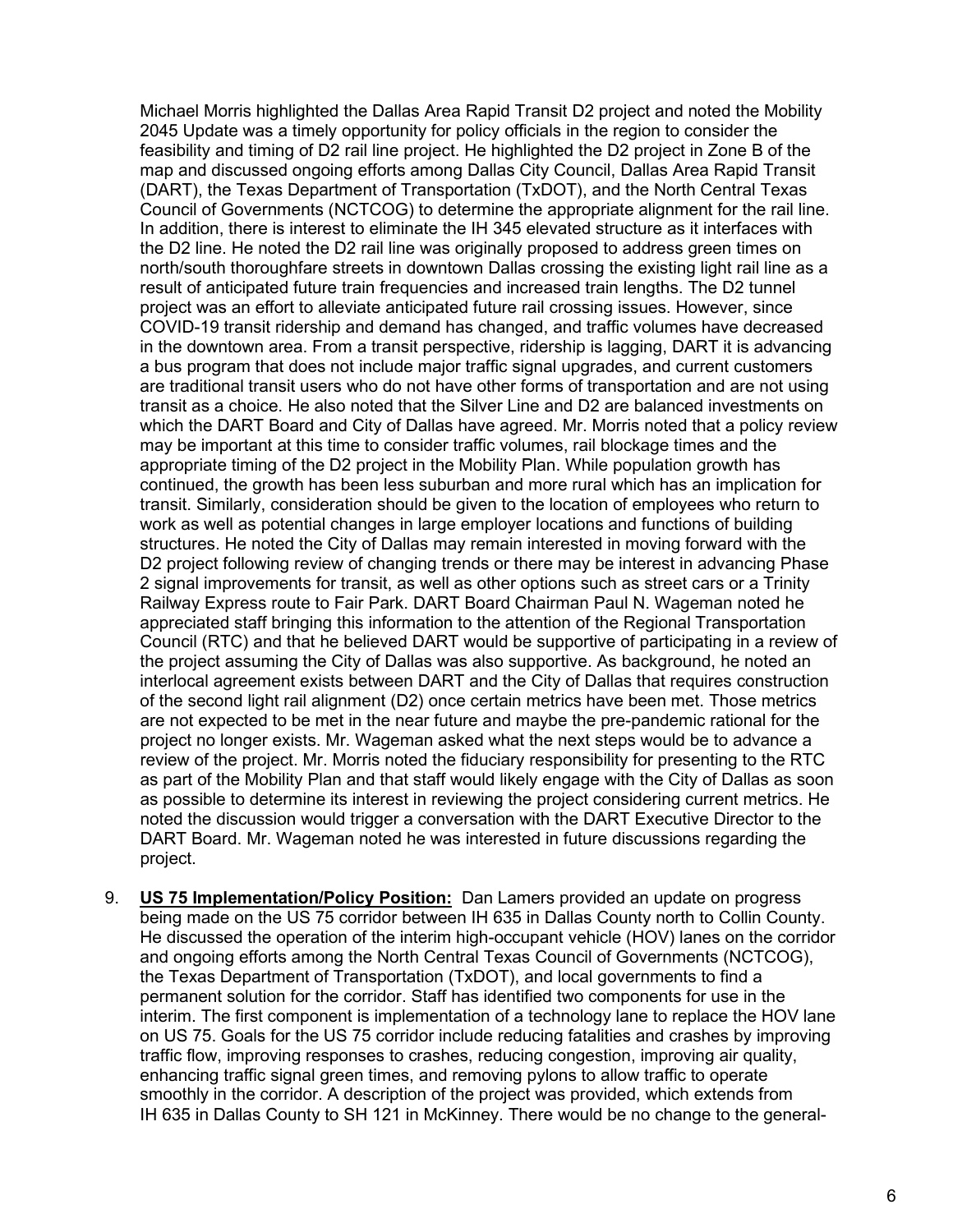Michael Morris highlighted the Dallas Area Rapid Transit D2 project and noted the Mobility 2045 Update was a timely opportunity for policy officials in the region to consider the feasibility and timing of D2 rail line project. He highlighted the D2 project in Zone B of the map and discussed ongoing efforts among Dallas City Council, Dallas Area Rapid Transit (DART), the Texas Department of Transportation (TxDOT), and the North Central Texas Council of Governments (NCTCOG) to determine the appropriate alignment for the rail line. In addition, there is interest to eliminate the IH 345 elevated structure as it interfaces with the D2 line. He noted the D2 rail line was originally proposed to address green times on north/south thoroughfare streets in downtown Dallas crossing the existing light rail line as a result of anticipated future train frequencies and increased train lengths. The D2 tunnel project was an effort to alleviate anticipated future rail crossing issues. However, since COVID-19 transit ridership and demand has changed, and traffic volumes have decreased in the downtown area. From a transit perspective, ridership is lagging, DART it is advancing a bus program that does not include major traffic signal upgrades, and current customers are traditional transit users who do not have other forms of transportation and are not using transit as a choice. He also noted that the Silver Line and D2 are balanced investments on which the DART Board and City of Dallas have agreed. Mr. Morris noted that a policy review may be important at this time to consider traffic volumes, rail blockage times and the appropriate timing of the D2 project in the Mobility Plan. While population growth has continued, the growth has been less suburban and more rural which has an implication for transit. Similarly, consideration should be given to the location of employees who return to work as well as potential changes in large employer locations and functions of building structures. He noted the City of Dallas may remain interested in moving forward with the D2 project following review of changing trends or there may be interest in advancing Phase 2 signal improvements for transit, as well as other options such as street cars or a Trinity Railway Express route to Fair Park. DART Board Chairman Paul N. Wageman noted he appreciated staff bringing this information to the attention of the Regional Transportation Council (RTC) and that he believed DART would be supportive of participating in a review of the project assuming the City of Dallas was also supportive. As background, he noted an interlocal agreement exists between DART and the City of Dallas that requires construction of the second light rail alignment (D2) once certain metrics have been met. Those metrics are not expected to be met in the near future and maybe the pre-pandemic rational for the project no longer exists. Mr. Wageman asked what the next steps would be to advance a review of the project. Mr. Morris noted the fiduciary responsibility for presenting to the RTC as part of the Mobility Plan and that staff would likely engage with the City of Dallas as soon as possible to determine its interest in reviewing the project considering current metrics. He noted the discussion would trigger a conversation with the DART Executive Director to the DART Board. Mr. Wageman noted he was interested in future discussions regarding the project.

9. **US 75 Implementation/Policy Position:** Dan Lamers provided an update on progress being made on the US 75 corridor between IH 635 in Dallas County north to Collin County. He discussed the operation of the interim high-occupant vehicle (HOV) lanes on the corridor and ongoing efforts among the North Central Texas Council of Governments (NCTCOG), the Texas Department of Transportation (TxDOT), and local governments to find a permanent solution for the corridor. Staff has identified two components for use in the interim. The first component is implementation of a technology lane to replace the HOV lane on US 75. Goals for the US 75 corridor include reducing fatalities and crashes by improving traffic flow, improving responses to crashes, reducing congestion, improving air quality, enhancing traffic signal green times, and removing pylons to allow traffic to operate smoothly in the corridor. A description of the project was provided, which extends from IH 635 in Dallas County to SH 121 in McKinney. There would be no change to the general-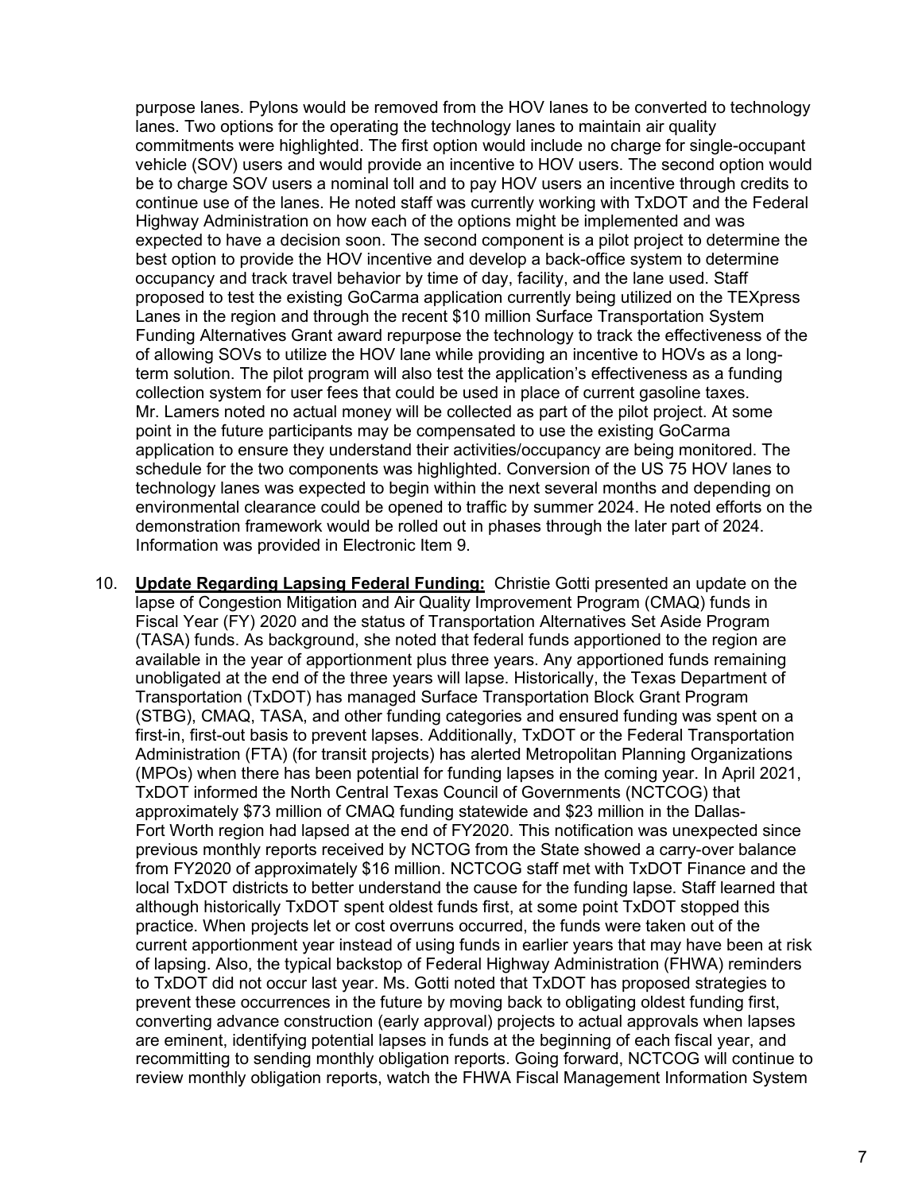purpose lanes. Pylons would be removed from the HOV lanes to be converted to technology lanes. Two options for the operating the technology lanes to maintain air quality commitments were highlighted. The first option would include no charge for single-occupant vehicle (SOV) users and would provide an incentive to HOV users. The second option would be to charge SOV users a nominal toll and to pay HOV users an incentive through credits to continue use of the lanes. He noted staff was currently working with TxDOT and the Federal Highway Administration on how each of the options might be implemented and was expected to have a decision soon. The second component is a pilot project to determine the best option to provide the HOV incentive and develop a back-office system to determine occupancy and track travel behavior by time of day, facility, and the lane used. Staff proposed to test the existing GoCarma application currently being utilized on the TEXpress Lanes in the region and through the recent $10 million Surface Transportation System Funding Alternatives Grant award repurpose the technology to track the effectiveness of the of allowing SOVs to utilize the HOV lane while providing an incentive to HOVs as a long-term solution. The pilot program will also test the application's effectiveness as a funding collection system for user fees that could be used in place of current gasoline taxes. Mr. Lamers noted no actual money will be collected as part of the pilot project. At some point in the future participants may be compensated to use the existing GoCarma application to ensure they understand their activities/occupancy are being monitored. The schedule for the two components was highlighted. Conversion of the US 75 HOV lanes to technology lanes was expected to begin within the next several months and depending on environmental clearance could be opened to traffic by summer 2024. He noted efforts on the demonstration framework would be rolled out in phases through the later part of 2024. Information was provided in Electronic Item 9.

10. **Update Regarding Lapsing Federal Funding:** Christie Gotti presented an update on the lapse of Congestion Mitigation and Air Quality Improvement Program (CMAQ) funds in Fiscal Year (FY) 2020 and the status of Transportation Alternatives Set Aside Program (TASA) funds. As background, she noted that federal funds apportioned to the region are available in the year of apportionment plus three years. Any apportioned funds remaining unobligated at the end of the three years will lapse. Historically, the Texas Department of Transportation (TxDOT) has managed Surface Transportation Block Grant Program (STBG), CMAQ, TASA, and other funding categories and ensured funding was spent on a first-in, first-out basis to prevent lapses. Additionally, TxDOT or the Federal Transportation Administration (FTA) (for transit projects) has alerted Metropolitan Planning Organizations (MPOs) when there has been potential for funding lapses in the coming year. In April 2021, TxDOT informed the North Central Texas Council of Governments (NCTCOG) that approximately $73 million of CMAQ funding statewide and $23 million in the Dallas-Fort Worth region had lapsed at the end of FY2020. This notification was unexpected since previous monthly reports received by NCTOG from the State showed a carry-over balance from FY2020 of approximately $16 million. NCTCOG staff met with TxDOT Finance and the local TxDOT districts to better understand the cause for the funding lapse. Staff learned that although historically TxDOT spent oldest funds first, at some point TxDOT stopped this practice. When projects let or cost overruns occurred, the funds were taken out of the current apportionment year instead of using funds in earlier years that may have been at risk of lapsing. Also, the typical backstop of Federal Highway Administration (FHWA) reminders to TxDOT did not occur last year. Ms. Gotti noted that TxDOT has proposed strategies to prevent these occurrences in the future by moving back to obligating oldest funding first, converting advance construction (early approval) projects to actual approvals when lapses are eminent, identifying potential lapses in funds at the beginning of each fiscal year, and recommitting to sending monthly obligation reports. Going forward, NCTCOG will continue to review monthly obligation reports, watch the FHWA Fiscal Management Information System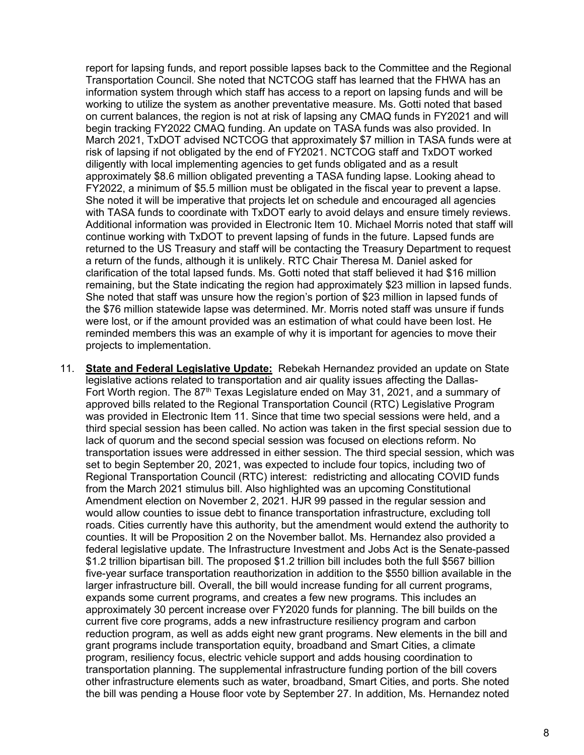report for lapsing funds, and report possible lapses back to the Committee and the Regional Transportation Council. She noted that NCTCOG staff has learned that the FHWA has an information system through which staff has access to a report on lapsing funds and will be working to utilize the system as another preventative measure. Ms. Gotti noted that based on current balances, the region is not at risk of lapsing any CMAQ funds in FY2021 and will begin tracking FY2022 CMAQ funding. An update on TASA funds was also provided. In March 2021, TxDOT advised NCTCOG that approximately $7 million in TASA funds were at risk of lapsing if not obligated by the end of FY2021. NCTCOG staff and TxDOT worked diligently with local implementing agencies to get funds obligated and as a result approximately $8.6 million obligated preventing a TASA funding lapse. Looking ahead to FY2022, a minimum of $5.5 million must be obligated in the fiscal year to prevent a lapse. She noted it will be imperative that projects let on schedule and encouraged all agencies with TASA funds to coordinate with TxDOT early to avoid delays and ensure timely reviews. Additional information was provided in Electronic Item 10. Michael Morris noted that staff will continue working with TxDOT to prevent lapsing of funds in the future. Lapsed funds are returned to the US Treasury and staff will be contacting the Treasury Department to request a return of the funds, although it is unlikely. RTC Chair Theresa M. Daniel asked for clarification of the total lapsed funds. Ms. Gotti noted that staff believed it had $16 million remaining, but the State indicating the region had approximately $23 million in lapsed funds. She noted that staff was unsure how the region's portion of $23 million in lapsed funds of the $76 million statewide lapse was determined. Mr. Morris noted staff was unsure if funds were lost, or if the amount provided was an estimation of what could have been lost. He reminded members this was an example of why it is important for agencies to move their projects to implementation.

11. **State and Federal Legislative Update:** Rebekah Hernandez provided an update on State legislative actions related to transportation and air quality issues affecting the Dallas-Fort Worth region. The 87th Texas Legislature ended on May 31, 2021, and a summary of approved bills related to the Regional Transportation Council (RTC) Legislative Program was provided in Electronic Item 11. Since that time two special sessions were held, and a third special session has been called. No action was taken in the first special session due to lack of quorum and the second special session was focused on elections reform. No transportation issues were addressed in either session. The third special session, which was set to begin September 20, 2021, was expected to include four topics, including two of Regional Transportation Council (RTC) interest: redistricting and allocating COVID funds from the March 2021 stimulus bill. Also highlighted was an upcoming Constitutional Amendment election on November 2, 2021. HJR 99 passed in the regular session and would allow counties to issue debt to finance transportation infrastructure, excluding toll roads. Cities currently have this authority, but the amendment would extend the authority to counties. It will be Proposition 2 on the November ballot. Ms. Hernandez also provided a federal legislative update. The Infrastructure Investment and Jobs Act is the Senate-passed $1.2 trillion bipartisan bill. The proposed $1.2 trillion bill includes both the full $567 billion five-year surface transportation reauthorization in addition to the $550 billion available in the larger infrastructure bill. Overall, the bill would increase funding for all current programs, expands some current programs, and creates a few new programs. This includes an approximately 30 percent increase over FY2020 funds for planning. The bill builds on the current five core programs, adds a new infrastructure resiliency program and carbon reduction program, as well as adds eight new grant programs. New elements in the bill and grant programs include transportation equity, broadband and Smart Cities, a climate program, resiliency focus, electric vehicle support and adds housing coordination to transportation planning. The supplemental infrastructure funding portion of the bill covers other infrastructure elements such as water, broadband, Smart Cities, and ports. She noted the bill was pending a House floor vote by September 27. In addition, Ms. Hernandez noted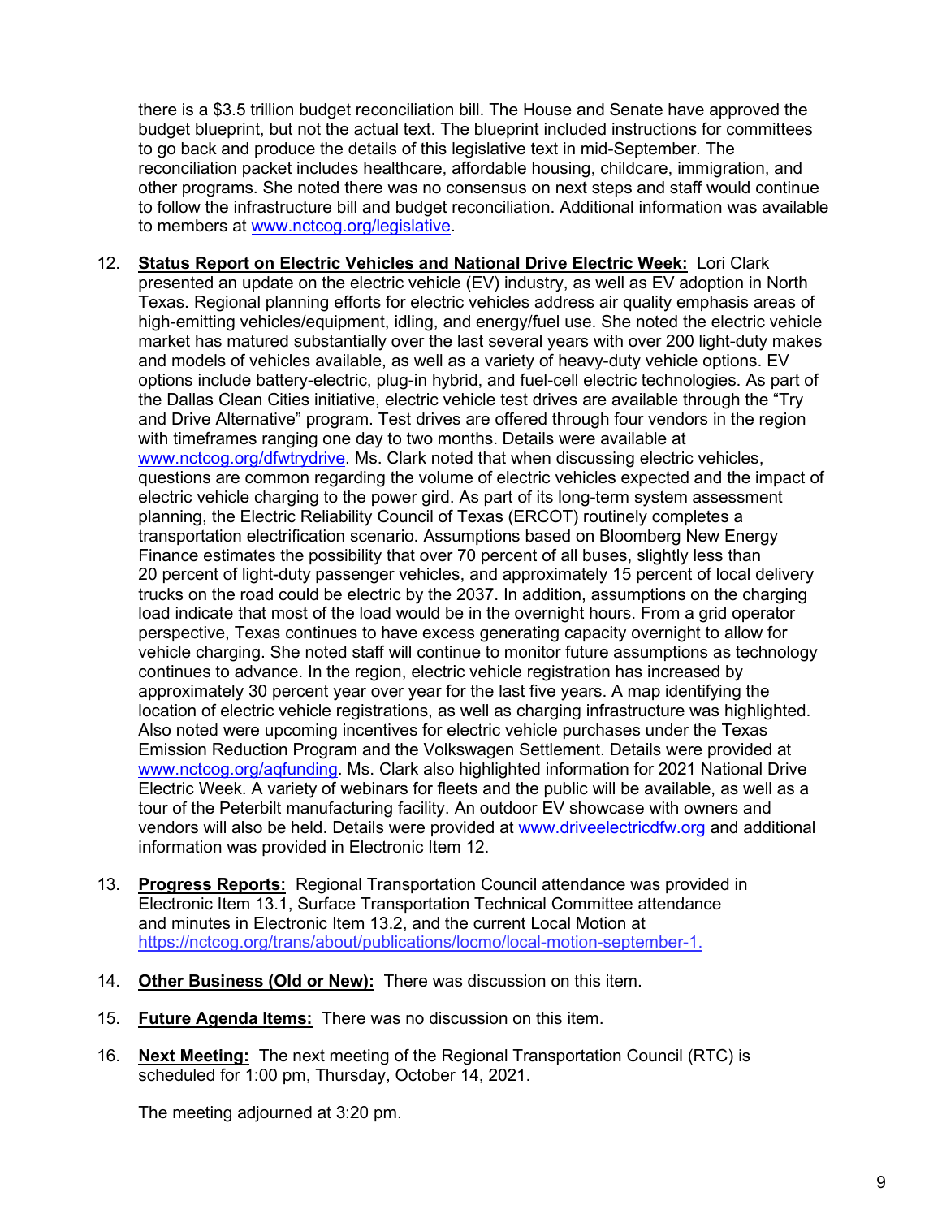there is a $3.5 trillion budget reconciliation bill. The House and Senate have approved the budget blueprint, but not the actual text. The blueprint included instructions for committees to go back and produce the details of this legislative text in mid-September. The reconciliation packet includes healthcare, affordable housing, childcare, immigration, and other programs. She noted there was no consensus on next steps and staff would continue to follow the infrastructure bill and budget reconciliation. Additional information was available to members at www.nctcog.org/legislative.

12. **Status Report on Electric Vehicles and National Drive Electric Week:** Lori Clark presented an update on the electric vehicle (EV) industry, as well as EV adoption in North Texas. Regional planning efforts for electric vehicles address air quality emphasis areas of high-emitting vehicles/equipment, idling, and energy/fuel use. She noted the electric vehicle market has matured substantially over the last several years with over 200 light-duty makes and models of vehicles available, as well as a variety of heavy-duty vehicle options. EV options include battery-electric, plug-in hybrid, and fuel-cell electric technologies. As part of the Dallas Clean Cities initiative, electric vehicle test drives are available through the "Try and Drive Alternative" program. Test drives are offered through four vendors in the region with timeframes ranging one day to two months. Details were available at www.nctcog.org/dfwtrydrive. Ms. Clark noted that when discussing electric vehicles, questions are common regarding the volume of electric vehicles expected and the impact of electric vehicle charging to the power gird. As part of its long-term system assessment planning, the Electric Reliability Council of Texas (ERCOT) routinely completes a transportation electrification scenario. Assumptions based on Bloomberg New Energy Finance estimates the possibility that over 70 percent of all buses, slightly less than 20 percent of light-duty passenger vehicles, and approximately 15 percent of local delivery trucks on the road could be electric by the 2037. In addition, assumptions on the charging load indicate that most of the load would be in the overnight hours. From a grid operator perspective, Texas continues to have excess generating capacity overnight to allow for vehicle charging. She noted staff will continue to monitor future assumptions as technology continues to advance. In the region, electric vehicle registration has increased by approximately 30 percent year over year for the last five years. A map identifying the location of electric vehicle registrations, as well as charging infrastructure was highlighted. Also noted were upcoming incentives for electric vehicle purchases under the Texas Emission Reduction Program and the Volkswagen Settlement. Details were provided at www.nctcog.org/aqfunding. Ms. Clark also highlighted information for 2021 National Drive Electric Week. A variety of webinars for fleets and the public will be available, as well as a tour of the Peterbilt manufacturing facility. An outdoor EV showcase with owners and vendors will also be held. Details were provided at www.driveelectricdfw.org and additional information was provided in Electronic Item 12.

13. **Progress Reports:** Regional Transportation Council attendance was provided in Electronic Item 13.1, Surface Transportation Technical Committee attendance and minutes in Electronic Item 13.2, and the current Local Motion at https://nctcog.org/trans/about/publications/locmo/local-motion-september-1.

14. **Other Business (Old or New):** There was discussion on this item.

15. **Future Agenda Items:** There was no discussion on this item.

16. **Next Meeting:** The next meeting of the Regional Transportation Council (RTC) is scheduled for 1:00 pm, Thursday, October 14, 2021.

    The meeting adjourned at 3:20 pm.